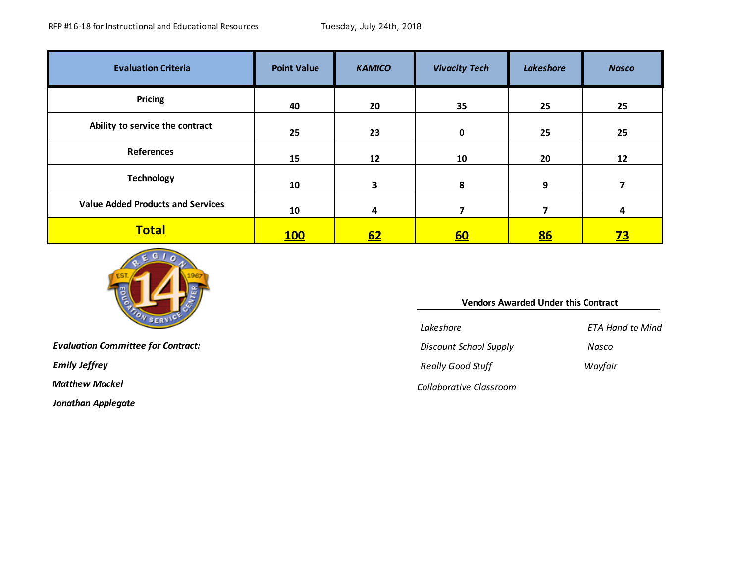RFP #16-18 for Instructional and Educational Resources

Tuesday, July 24th, 2018

| Evaluation Criteria | Point Value | *KAMICO* | *Vivacity Tech* | *Lakeshore* | *Nasco* |
|---|---|---|---|---|---|
| **Pricing** | **40** | **20** | **35** | **25** | **25** |
| **Ability to service the contract** | **25** | **23** | **0** | **25** | **25** |
| **References** | **15** | **12** | **10** | **20** | **12** |
| **Technology** | **10** | **3** | **8** | **9** | **7** |
| **Value Added Products and Services** | **10** | **4** | **7** | **7** | **4** |
| **Total** | **100** | **62** | **60** | **86** | **73** |

REGION 14 EDUCATION SERVICE CENTER EST. 1967

***Evaluation Committee for Contract:***

***Emily Jeffrey***

***Matthew Mackel***

***Jonathan Applegate***

**Vendors Awarded Under this Contract**

*Lakeshore*

*ETA Hand to Mind*

*Discount School Supply*

*Nasco*

*Really Good Stuff*

*Wayfair*

*Collaborative Classroom*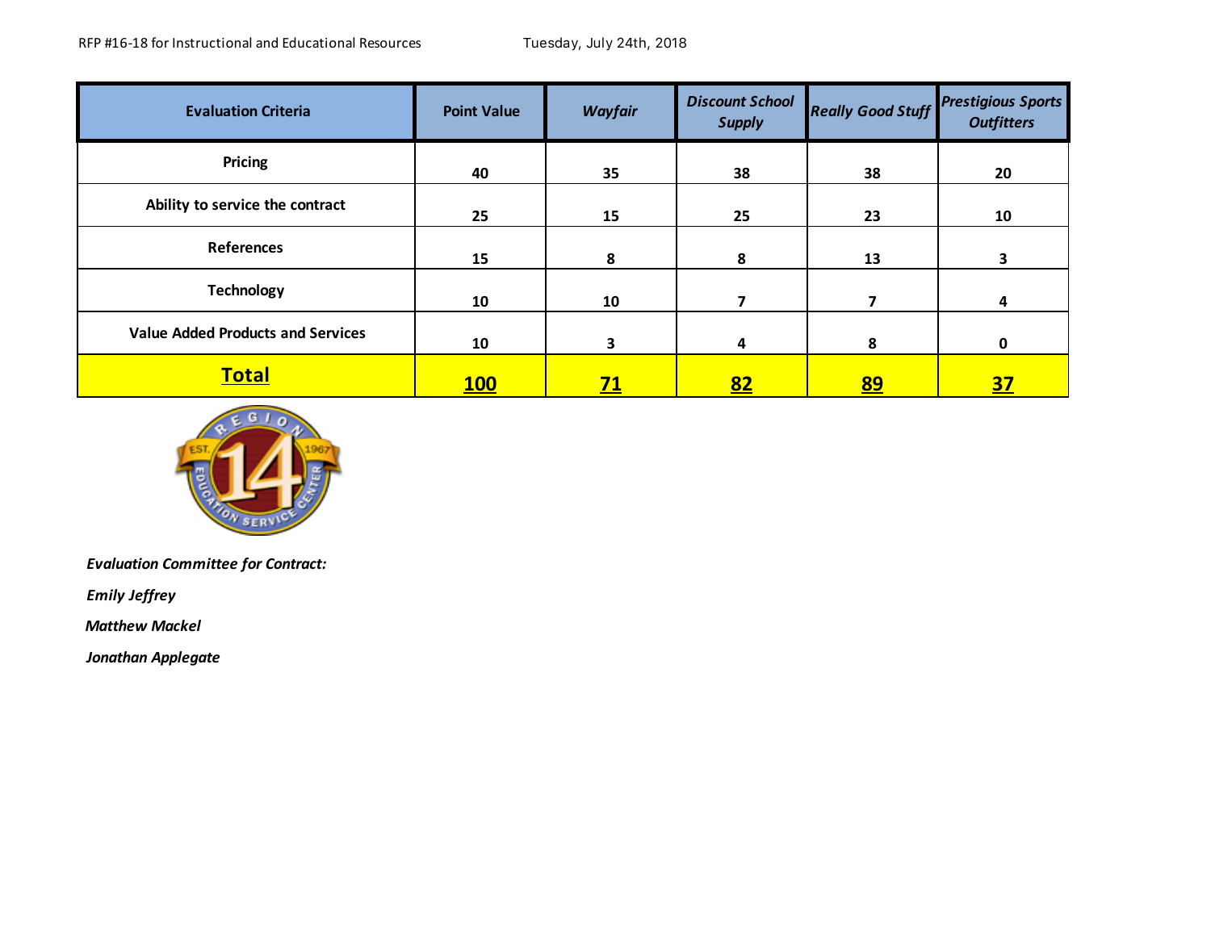RFP #16-18 for Instructional and Educational Resources Tuesday, July 24th, 2018

| Evaluation Criteria | Point Value | *Wayfair* | *Discount School Supply* | *Really Good Stuff* | *Prestigious Sports Outfitters* |
|---|---|---|---|---|---|
| **Pricing** | **40** | **35** | **38** | **38** | **20** |
| **Ability to service the contract** | **25** | **15** | **25** | **23** | **10** |
| **References** | **15** | **8** | **8** | **13** | **3** |
| **Technology** | **10** | **10** | **7** | **7** | **4** |
| **Value Added Products and Services** | **10** | **3** | **4** | **8** | **0** |
| **Total** | **100** | **71** | **82** | **89** | **37** |

***Evaluation Committee for Contract:***

***Emily Jeffrey***

***Matthew Mackel***

***Jonathan Applegate***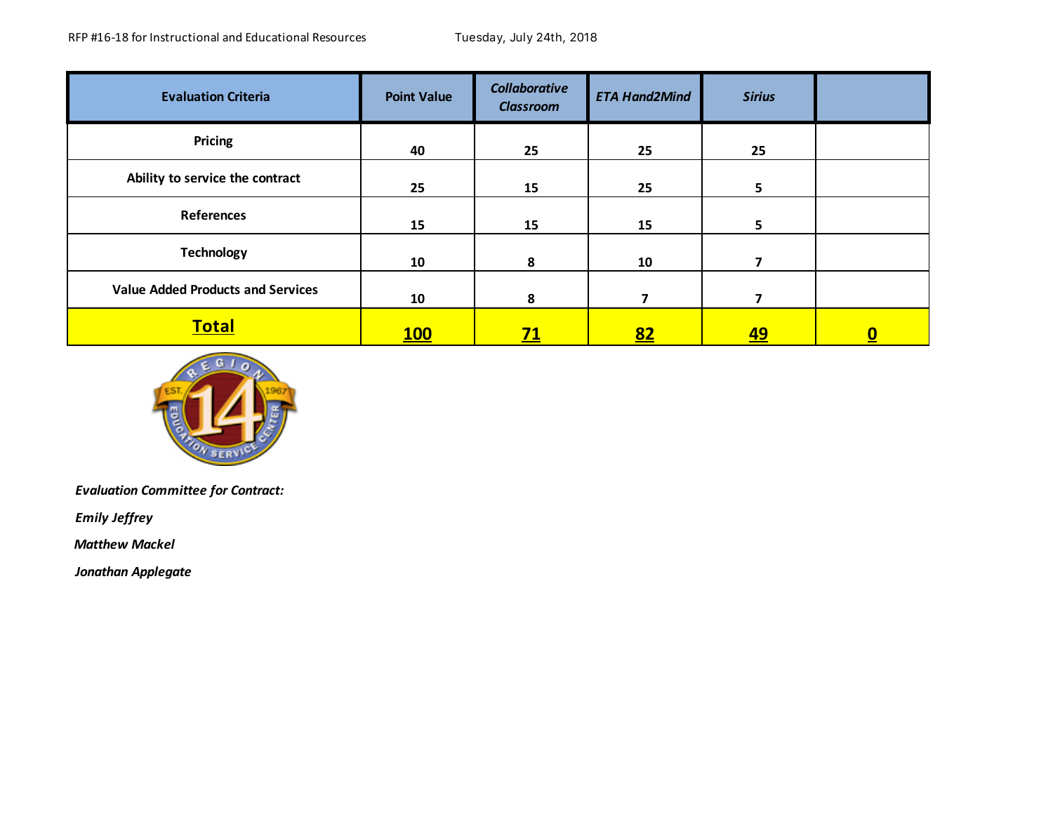RFP #16-18 for Instructional and Educational Resources Tuesday, July 24th, 2018

| Evaluation Criteria | Point Value | *Collaborative Classroom* | *ETA Hand2Mind* | *Sirius* | |
|---|---|---|---|---|---|
| **Pricing** | **40** | **25** | **25** | **25** | |
| **Ability to service the contract** | **25** | **15** | **25** | **5** | |
| **References** | **15** | **15** | **15** | **5** | |
| **Technology** | **10** | **8** | **10** | **7** | |
| **Value Added Products and Services** | **10** | **8** | **7** | **7** | |
| **Total** | **100** | **71** | **82** | **49** | **0** |

***Evaluation Committee for Contract:***

***Emily Jeffrey***

***Matthew Mackel***

***Jonathan Applegate***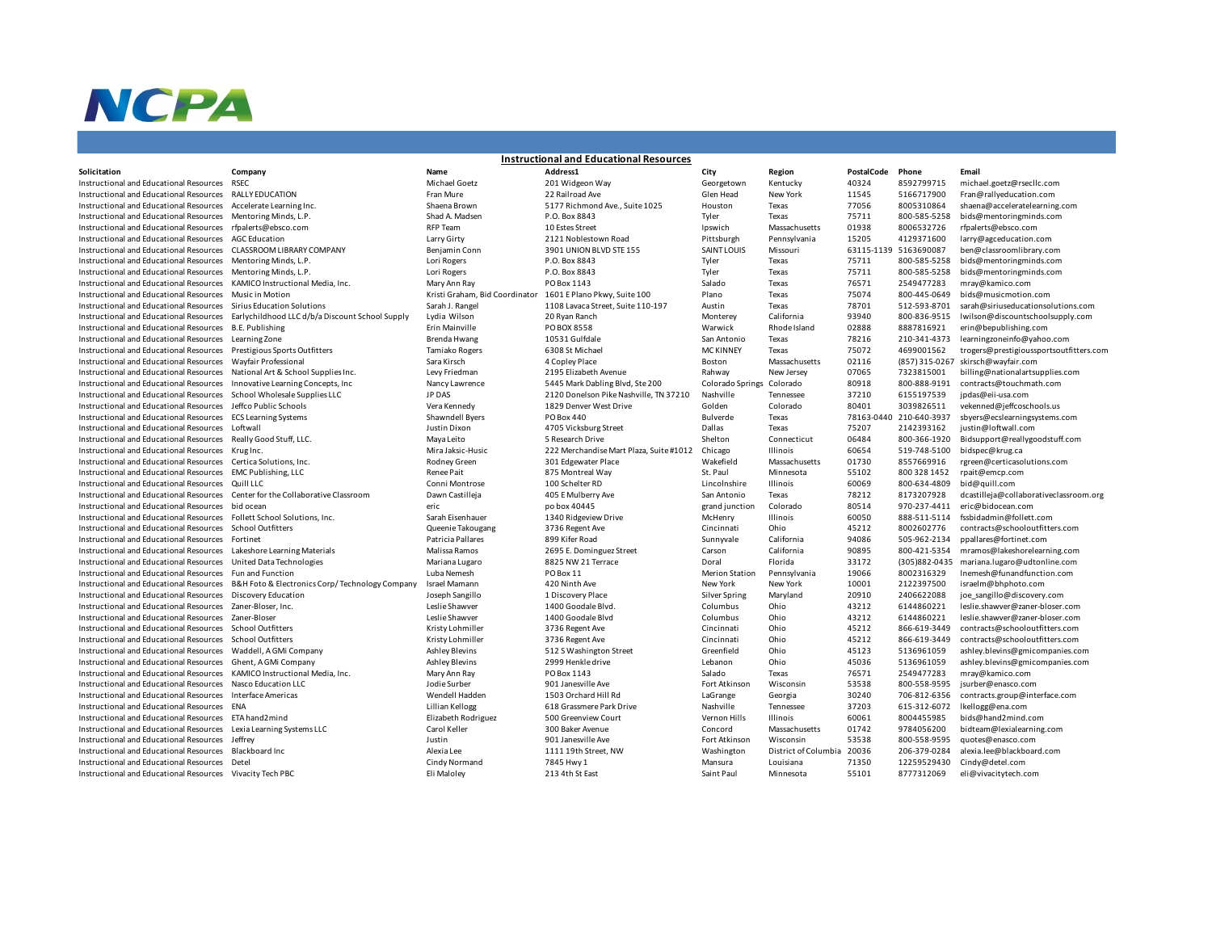NCPA

## Instructional and Educational Resources

| Solicitation | Company | Name | Address1 | City | Region | PostalCode | Phone | Email |
|---|---|---|---|---|---|---|---|---|
| Instructional and Educational Resources | RSEC | Michael Goetz | 201 Widgeon Way | Georgetown | Kentucky | 40324 | 8592799715 | michael.goetz@rsecllc.com |
| Instructional and Educational Resources | RALLY EDUCATION | Fran Mure | 22 Railroad Ave | Glen Head | New York | 11545 | 5166717900 | Fran@rallyeducation.com |
| Instructional and Educational Resources | Accelerate Learning Inc. | Shaena Brown | 5177 Richmond Ave., Suite 1025 | Houston | Texas | 77056 | 8005310864 | shaena@acceleratelearning.com |
| Instructional and Educational Resources | Mentoring Minds, L.P. | Shad A. Madsen | P.O. Box 8843 | Tyler | Texas | 75711 | 800-585-5258 | bids@mentoringminds.com |
| Instructional and Educational Resources | rfpalerts@ebsco.com | RFP Team | 10 Estes Street | Ipswich | Massachusetts | 01938 | 8006532726 | rfpalerts@ebsco.com |
| Instructional and Educational Resources | AGC Education | Larry Girty | 2121 Noblestown Road | Pittsburgh | Pennsylvania | 15205 | 4129371600 | larry@agceducation.com |
| Instructional and Educational Resources | CLASSROOM LIBRARY COMPANY | Benjamin Conn | 3901 UNION BLVD STE 155 | SAINT LOUIS | Missouri | 63115-1139 | 5163690087 | ben@classroomlibrary.com |
| Instructional and Educational Resources | Mentoring Minds, L.P. | Lori Rogers | P.O. Box 8843 | Tyler | Texas | 75711 | 800-585-5258 | bids@mentoringminds.com |
| Instructional and Educational Resources | Mentoring Minds, L.P. | Lori Rogers | P.O. Box 8843 | Tyler | Texas | 75711 | 800-585-5258 | bids@mentoringminds.com |
| Instructional and Educational Resources | KAMICO Instructional Media, Inc. | Mary Ann Ray | PO Box 1143 | Salado | Texas | 76571 | 2549477283 | mray@kamico.com |
| Instructional and Educational Resources | Music in Motion | Kristi Graham, Bid Coordinator | 1601 E Plano Pkwy, Suite 100 | Plano | Texas | 75074 | 800-445-0649 | bids@musicmotion.com |
| Instructional and Educational Resources | Sirius Education Solutions | Sarah J. Rangel | 1108 Lavaca Street, Suite 110-197 | Austin | Texas | 78701 | 512-593-8701 | sarah@siriuseducationsolutions.com |
| Instructional and Educational Resources | Earlychildhood LLC d/b/a Discount School Supply | Lydia Wilson | 20 Ryan Ranch | Monterey | California | 93940 | 800-836-9515 | lwilson@discountschoolsupply.com |
| Instructional and Educational Resources | B.E. Publishing | Erin Mainville | PO BOX 8558 | Warwick | Rhode Island | 02888 | 8887816921 | erin@bepublishing.com |
| Instructional and Educational Resources | Learning Zone | Brenda Hwang | 10531 Gulfdale | San Antonio | Texas | 78216 | 210-341-4373 | learningzoneinfo@yahoo.com |
| Instructional and Educational Resources | Prestigious Sports Outfitters | Tamiako Rogers | 6308 St Michael | MC KINNEY | Texas | 75072 | 4699001562 | trogers@prestigioussportsoutfitters.com |
| Instructional and Educational Resources | Wayfair Professional | Sara Kirsch | 4 Copley Place | Boston | Massachusetts | 02116 | (857) 315-0267 | skirsch@wayfair.com |
| Instructional and Educational Resources | National Art & School Supplies Inc. | Levy Friedman | 2195 Elizabeth Avenue | Rahway | New Jersey | 07065 | 7323815001 | billing@nationalartsupplies.com |
| Instructional and Educational Resources | Innovative Learning Concepts, Inc | Nancy Lawrence | 5445 Mark Dabling Blvd, Ste 200 | Colorado Springs | Colorado | 80918 | 800-888-9191 | contracts@touchmath.com |
| Instructional and Educational Resources | School Wholesale Supplies LLC | JP DAS | 2120 Donelson Pike Nashville, TN 37210 | Nashville | Tennessee | 37210 | 6155197539 | jpdas@eii-usa.com |
| Instructional and Educational Resources | Jeffco Public Schools | Vera Kennedy | 1829 Denver West Drive | Golden | Colorado | 80401 | 3039826511 | vekenned@jeffcoschools.us |
| Instructional and Educational Resources | ECS Learning Systems | Shawndell Byers | PO Box 440 | Bulverde | Texas | 78163-0440 | 210-640-3937 | sbyers@ecslearningsystems.com |
| Instructional and Educational Resources | Loftwall | Justin Dixon | 4705 Vicksburg Street | Dallas | Texas | 75207 | 2142393162 | justin@loftwall.com |
| Instructional and Educational Resources | Really Good Stuff, LLC. | Maya Leito | 5 Research Drive | Shelton | Connecticut | 06484 | 800-366-1920 | Bidsupport@reallygoodstuff.com |
| Instructional and Educational Resources | Krug Inc. | Mira Jaksic-Husic | 222 Merchandise Mart Plaza, Suite #1012 | Chicago | Illinois | 60654 | 519-748-5100 | bidspec@krug.ca |
| Instructional and Educational Resources | Certica Solutions, Inc. | Rodney Green | 301 Edgewater Place | Wakefield | Massachusetts | 01730 | 8557669916 | rgreen@certicasolutions.com |
| Instructional and Educational Resources | EMC Publishing, LLC | Renee Pait | 875 Montreal Way | St. Paul | Minnesota | 55102 | 800 328 1452 | rpait@emcp.com |
| Instructional and Educational Resources | Quill LLC | Conni Montrose | 100 Schelter RD | Lincolnshire | Illinois | 60069 | 800-634-4809 | bid@quill.com |
| Instructional and Educational Resources | Center for the Collaborative Classroom | Dawn Castilleja | 405 E Mulberry Ave | San Antonio | Texas | 78212 | 8173207928 | dcastilleja@collaborativeclassroom.org |
| Instructional and Educational Resources | bid ocean | eric | po box 40445 | grand junction | Colorado | 80514 | 970-237-4411 | eric@bidocean.com |
| Instructional and Educational Resources | Follett School Solutions, Inc. | Sarah Eisenhauer | 1340 Ridgeview Drive | McHenry | Illinois | 60050 | 888-511-5114 | fssbidadmin@follett.com |
| Instructional and Educational Resources | School Outfitters | Queenie Takougang | 3736 Regent Ave | Cincinnati | Ohio | 45212 | 8002602776 | contracts@schooloutfitters.com |
| Instructional and Educational Resources | Fortinet | Patricia Pallares | 899 Kifer Road | Sunnyvale | California | 94086 | 505-962-2134 | ppallares@fortinet.com |
| Instructional and Educational Resources | Lakeshore Learning Materials | Malissa Ramos | 2695 E. Dominguez Street | Carson | California | 90895 | 800-421-5354 | mramos@lakeshorelearning.com |
| Instructional and Educational Resources | United Data Technologies | Mariana Lugaro | 8825 NW 21 Terrace | Doral | Florida | 33172 | (305)882-0435 | mariana.lugaro@udtonline.com |
| Instructional and Educational Resources | Fun and Function | Luba Nemesh | PO Box 11 | Merion Station | Pennsylvania | 19066 | 8002316329 | lnemesh@funandfunction.com |
| Instructional and Educational Resources | B&H Foto & Electronics Corp/ Technology Company | Israel Mamann | 420 Ninth Ave | New York | New York | 10001 | 2122397500 | israelm@bhphoto.com |
| Instructional and Educational Resources | Discovery Education | Joseph Sangillo | 1 Discovery Place | Silver Spring | Maryland | 20910 | 2406622088 | joe_sangillo@discovery.com |
| Instructional and Educational Resources | Zaner-Bloser, Inc. | Leslie Shawver | 1400 Goodale Blvd. | Columbus | Ohio | 43212 | 6144860221 | leslie.shawver@zaner-bloser.com |
| Instructional and Educational Resources | Zaner-Bloser | Leslie Shawver | 1400 Goodale Blvd | Columbus | Ohio | 43212 | 6144860221 | leslie.shawver@zaner-bloser.com |
| Instructional and Educational Resources | School Outfitters | Kristy Lohmiller | 3736 Regent Ave | Cincinnati | Ohio | 45212 | 866-619-3449 | contracts@schooloutfitters.com |
| Instructional and Educational Resources | School Outfitters | Kristy Lohmiller | 3736 Regent Ave | Cincinnati | Ohio | 45212 | 866-619-3449 | contracts@schooloutfitters.com |
| Instructional and Educational Resources | Waddell, A GMi Company | Ashley Blevins | 512 S Washington Street | Greenfield | Ohio | 45123 | 5136961059 | ashley.blevins@gmicompanies.com |
| Instructional and Educational Resources | Ghent, A GMi Company | Ashley Blevins | 2999 Henkle drive | Lebanon | Ohio | 45036 | 5136961059 | ashley.blevins@gmicompanies.com |
| Instructional and Educational Resources | KAMICO Instructional Media, Inc. | Mary Ann Ray | PO Box 1143 | Salado | Texas | 76571 | 2549477283 | mray@kamico.com |
| Instructional and Educational Resources | Nasco Education LLC | Jodie Surber | 901 Janesville Ave | Fort Atkinson | Wisconsin | 53538 | 800-558-9595 | jsurber@enasco.com |
| Instructional and Educational Resources | Interface Americas | Wendell Hadden | 1503 Orchard Hill Rd | LaGrange | Georgia | 30240 | 706-812-6356 | contracts.group@interface.com |
| Instructional and Educational Resources | ENA | Lillian Kellogg | 618 Grassmere Park Drive | Nashville | Tennessee | 37203 | 615-312-6072 | lkellogg@ena.com |
| Instructional and Educational Resources | ETA hand2mind | Elizabeth Rodriguez | 500 Greenview Court | Vernon Hills | Illinois | 60061 | 8004455985 | bids@hand2mind.com |
| Instructional and Educational Resources | Lexia Learning Systems LLC | Carol Keller | 300 Baker Avenue | Concord | Massachusetts | 01742 | 9784056200 | bidteam@lexialearning.com |
| Instructional and Educational Resources | Jeffrey | Justin | 901 Janesville Ave | Fort Atkinson | Wisconsin | 53538 | 800-558-9595 | quotes@enasco.com |
| Instructional and Educational Resources | Blackboard Inc | Alexia Lee | 1111 19th Street, NW | Washington | District of Columbia | 20036 | 206-379-0284 | alexia.lee@blackboard.com |
| Instructional and Educational Resources | Detel | Cindy Normand | 7845 Hwy 1 | Mansura | Louisiana | 71350 | 12259529430 | Cindy@detel.com |
| Instructional and Educational Resources | Vivacity Tech PBC | Eli Maloley | 213 4th St East | Saint Paul | Minnesota | 55101 | 8777312069 | eli@vivacitytech.com |